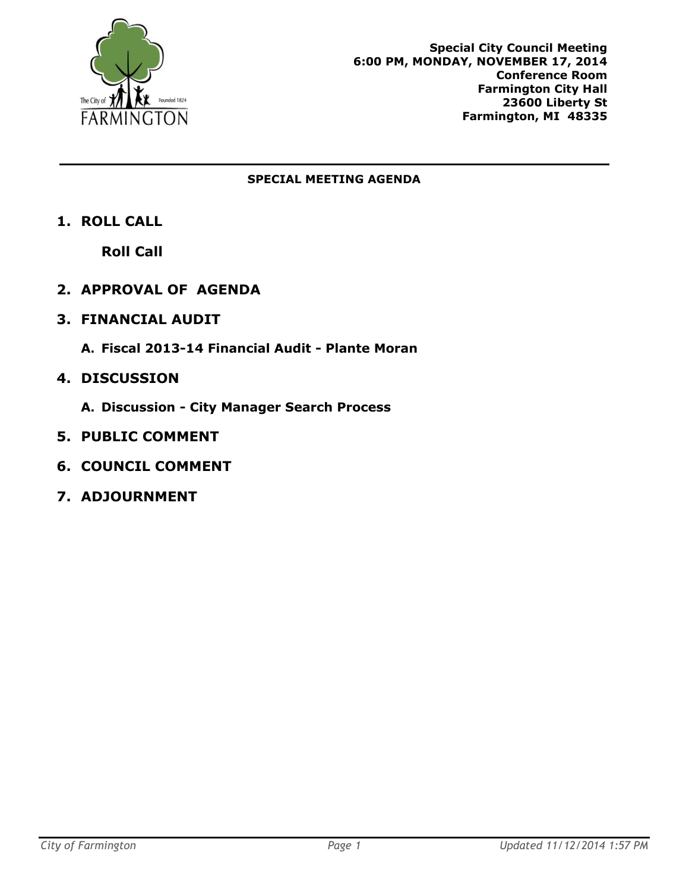The City of Farmington — Founded 1824

**Special City Council Meeting**
**6:00 PM, MONDAY, NOVEMBER 17, 2014**
**Conference Room**
**Farmington City Hall**
**23600 Liberty St**
**Farmington, MI 48335**

---

## SPECIAL MEETING AGENDA

1. **ROLL CALL**

   **Roll Call**

2. **APPROVAL OF AGENDA**

3. **FINANCIAL AUDIT**

   A. **Fiscal 2013-14 Financial Audit - Plante Moran**

4. **DISCUSSION**

   A. **Discussion - City Manager Search Process**

5. **PUBLIC COMMENT**

6. **COUNCIL COMMENT**

7. **ADJOURNMENT**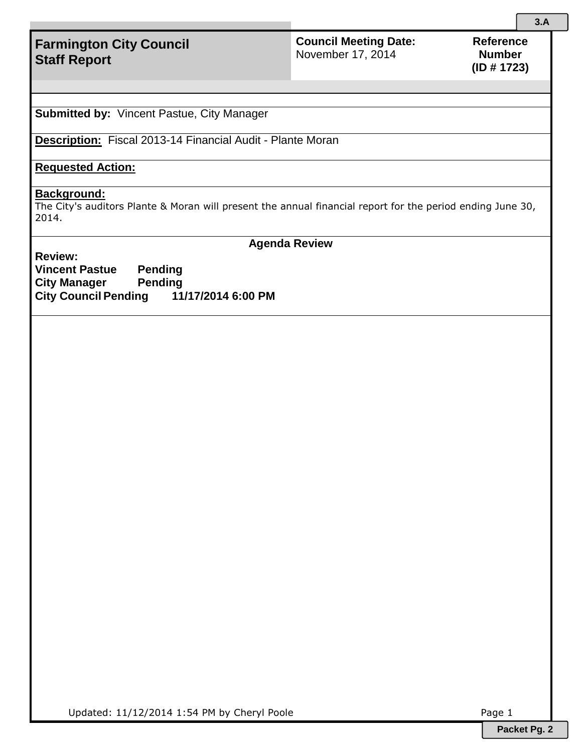3.A

# Farmington City Council Staff Report

**Council Meeting Date:** November 17, 2014

**Reference Number (ID # 1723)**

**Submitted by:** Vincent Pastue, City Manager

**Description:** Fiscal 2013-14 Financial Audit - Plante Moran

**Requested Action:**

**Background:**
The City's auditors Plante & Moran will present the annual financial report for the period ending June 30, 2014.

**Agenda Review**

**Review:**
**Vincent Pastue Pending**
**City Manager Pending**
**City Council Pending 11/17/2014 6:00 PM**

Updated: 11/12/2014 1:54 PM by Cheryl Poole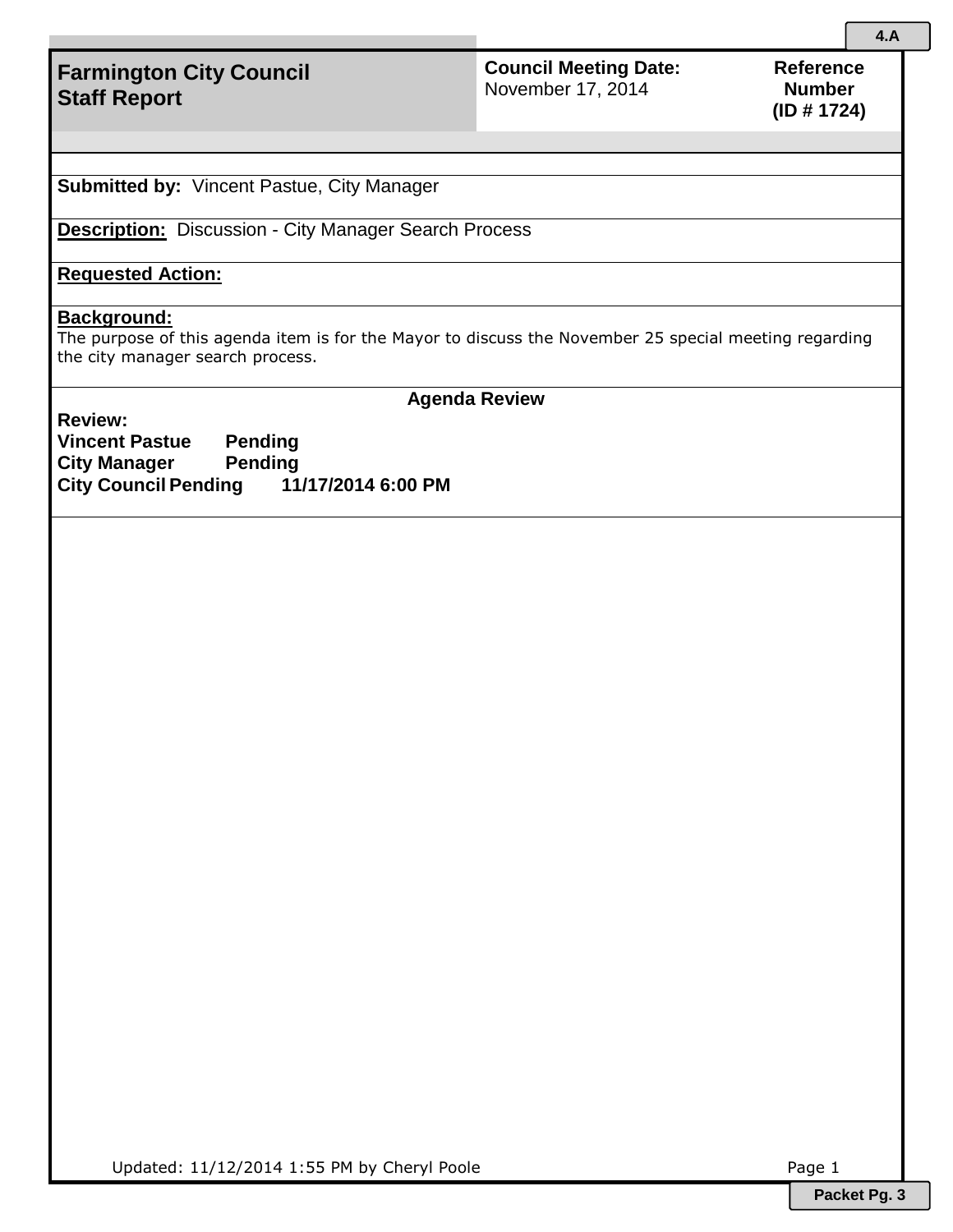4.A

# Farmington City Council Staff Report

**Council Meeting Date:** November 17, 2014

**Reference Number (ID # 1724)**

**Submitted by:** Vincent Pastue, City Manager

**Description:** Discussion - City Manager Search Process

**Requested Action:**

**Background:**

The purpose of this agenda item is for the Mayor to discuss the November 25 special meeting regarding the city manager search process.

**Agenda Review**

**Review:**

| | | |
|---|---|---|
| **Vincent Pastue** | **Pending** | |
| **City Manager** | **Pending** | |
| **City Council** | **Pending** | **11/17/2014 6:00 PM** |

Updated: 11/12/2014 1:55 PM by Cheryl Poole

Packet Pg. 3